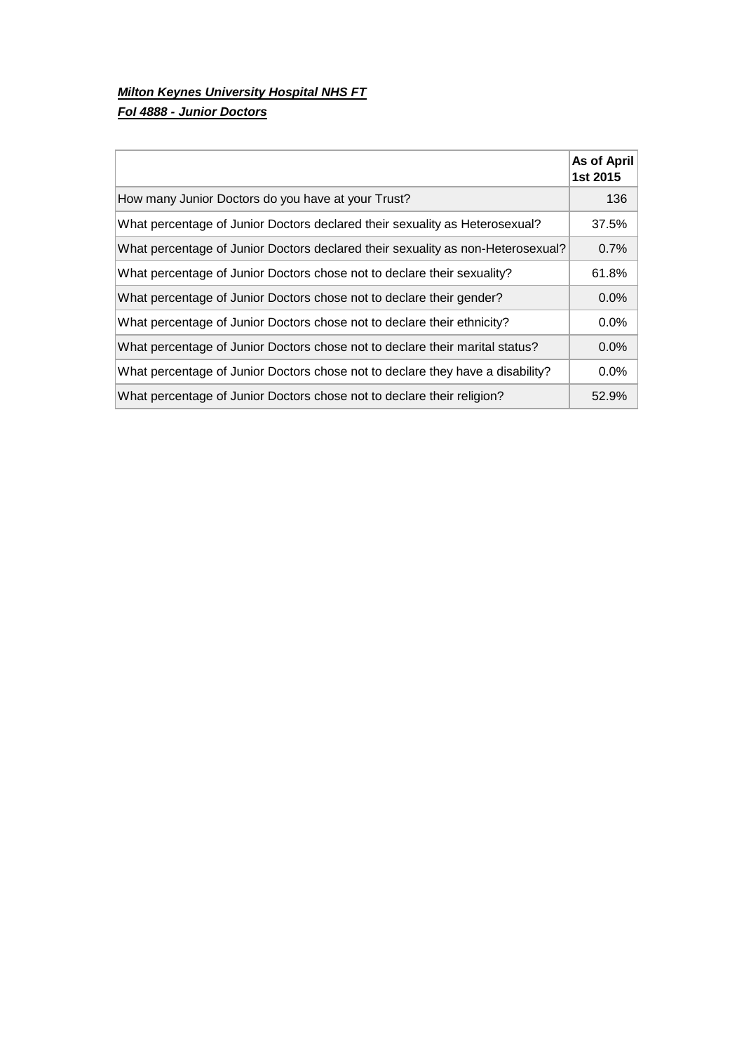***Milton Keynes University Hospital NHS FT***

***FoI 4888 - Junior Doctors***

| | **As of April 1st 2015** |
|---|---|
| How many Junior Doctors do you have at your Trust? | 136 |
| What percentage of Junior Doctors declared their sexuality as Heterosexual? | 37.5% |
| What percentage of Junior Doctors declared their sexuality as non-Heterosexual? | 0.7% |
| What percentage of Junior Doctors chose not to declare their sexuality? | 61.8% |
| What percentage of Junior Doctors chose not to declare their gender? | 0.0% |
| What percentage of Junior Doctors chose not to declare their ethnicity? | 0.0% |
| What percentage of Junior Doctors chose not to declare their marital status? | 0.0% |
| What percentage of Junior Doctors chose not to declare they have a disability? | 0.0% |
| What percentage of Junior Doctors chose not to declare their religion? | 52.9% |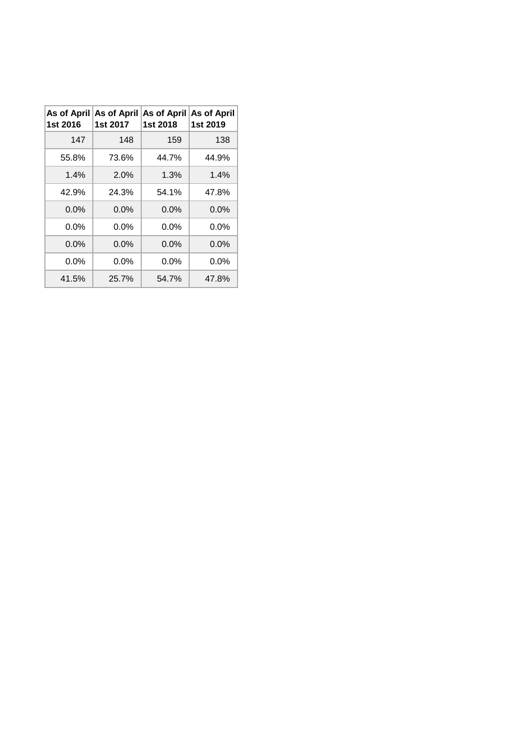| As of April 1st 2016 | As of April 1st 2017 | As of April 1st 2018 | As of April 1st 2019 |
|---|---|---|---|
| 147 | 148 | 159 | 138 |
| 55.8% | 73.6% | 44.7% | 44.9% |
| 1.4% | 2.0% | 1.3% | 1.4% |
| 42.9% | 24.3% | 54.1% | 47.8% |
| 0.0% | 0.0% | 0.0% | 0.0% |
| 0.0% | 0.0% | 0.0% | 0.0% |
| 0.0% | 0.0% | 0.0% | 0.0% |
| 0.0% | 0.0% | 0.0% | 0.0% |
| 41.5% | 25.7% | 54.7% | 47.8% |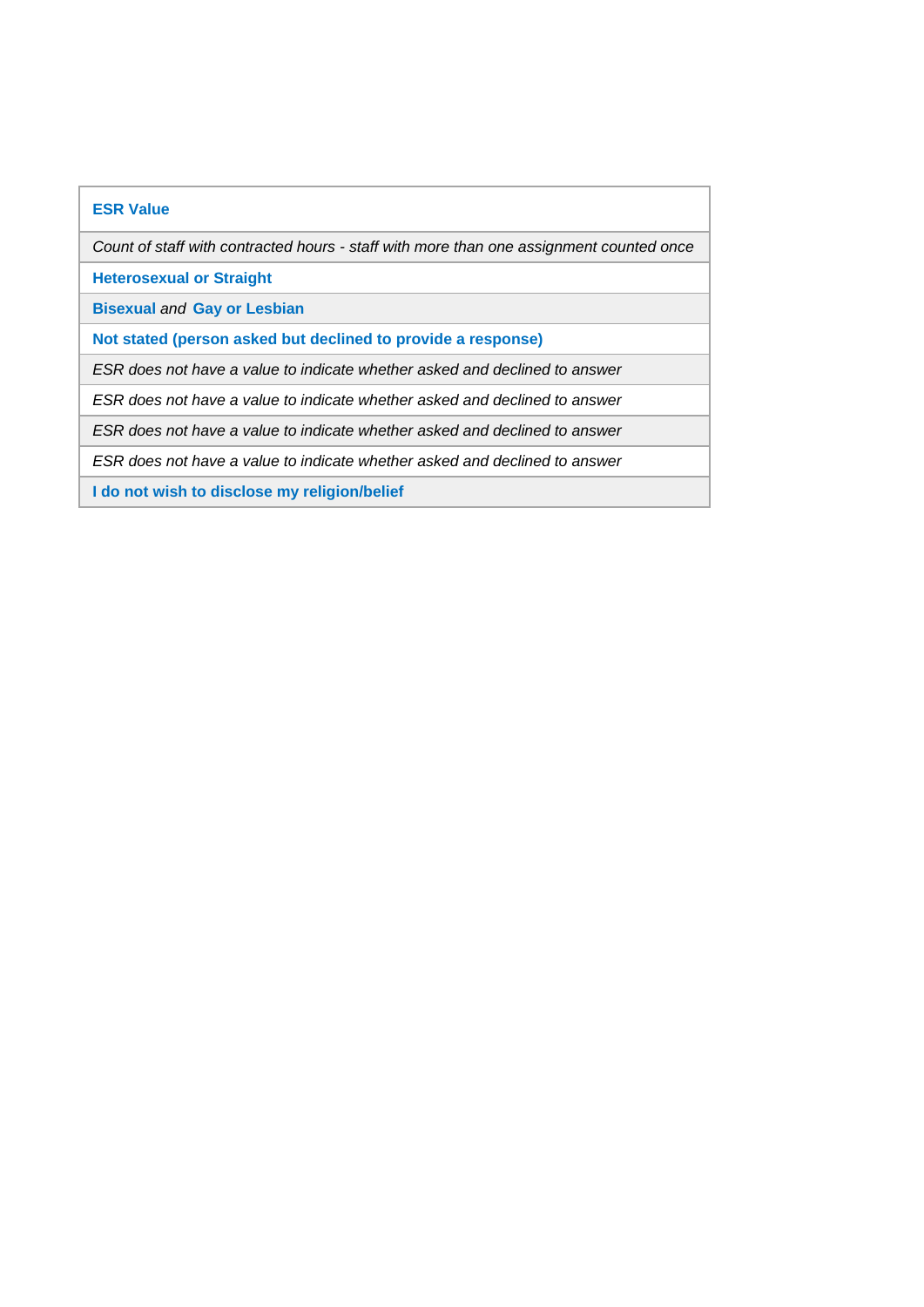| ESR Value |
| --- |
| *Count of staff with contracted hours - staff with more than one assignment counted once* |
| **Heterosexual or Straight** |
| **Bisexual** *and* **Gay or Lesbian** |
| **Not stated (person asked but declined to provide a response)** |
| *ESR does not have a value to indicate whether asked and declined to answer* |
| *ESR does not have a value to indicate whether asked and declined to answer* |
| *ESR does not have a value to indicate whether asked and declined to answer* |
| *ESR does not have a value to indicate whether asked and declined to answer* |
| **I do not wish to disclose my religion/belief** |